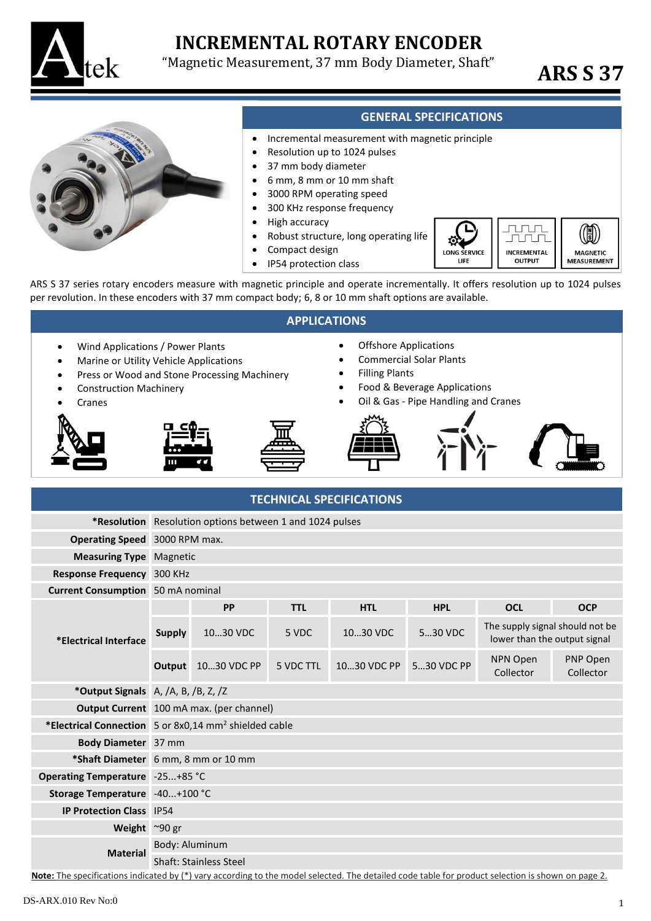# INCREMENTAL ROTARY ENCODER

"Magnetic Measurement, 37 mm Body Diameter, Shaft"

# ARS S 37

## GENERAL SPECIFICATIONS

- Incremental measurement with magnetic principle
- Resolution up to 1024 pulses
- 37 mm body diameter
- 6 mm, 8 mm or 10 mm shaft
- 3000 RPM operating speed
- 300 KHz response frequency
- High accuracy
- Robust structure, long operating life
- Compact design
- IP54 protection class

LONG SERVICE LIFE | INCREMENTAL OUTPUT | MAGNETIC MEASUREMENT

ARS S 37 series rotary encoders measure with magnetic principle and operate incrementally. It offers resolution up to 1024 pulses per revolution. In these encoders with 37 mm compact body; 6, 8 or 10 mm shaft options are available.

## APPLICATIONS

- Wind Applications / Power Plants
- Marine or Utility Vehicle Applications
- Press or Wood and Stone Processing Machinery
- Construction Machinery
- Cranes
- Offshore Applications
- Commercial Solar Plants
- Filling Plants
- Food & Beverage Applications
- Oil & Gas - Pipe Handling and Cranes

## TECHNICAL SPECIFICATIONS

| | | | | | | | |
|---|---|---|---|---|---|---|---|
| ***Resolution** | Resolution options between 1 and 1024 pulses | | | | | | |
| **Operating Speed** | 3000 RPM max. | | | | | | |
| **Measuring Type** | Magnetic | | | | | | |
| **Response Frequency** | 300 KHz | | | | | | |
| **Current Consumption** | 50 mA nominal | | | | | | |
| ***Electrical Interface** | | **PP** | **TTL** | **HTL** | **HPL** | **OCL** | **OCP** |
| | **Supply** | 10...30 VDC | 5 VDC | 10...30 VDC | 5...30 VDC | The supply signal should not be lower than the output signal | |
| | **Output** | 10...30 VDC PP | 5 VDC TTL | 10...30 VDC PP | 5...30 VDC PP | NPN Open Collector | PNP Open Collector |
| ***Output Signals** | A, /A, B, /B, Z, /Z | | | | | | |
| **Output Current** | 100 mA max. (per channel) | | | | | | |
| ***Electrical Connection** | 5 or 8x0,14 mm² shielded cable | | | | | | |
| **Body Diameter** | 37 mm | | | | | | |
| ***Shaft Diameter** | 6 mm, 8 mm or 10 mm | | | | | | |
| **Operating Temperature** | -25...+85 °C | | | | | | |
| **Storage Temperature** | -40...+100 °C | | | | | | |
| **IP Protection Class** | IP54 | | | | | | |
| **Weight** | ~90 gr | | | | | | |
| **Material** | Body: Aluminum | | | | | | |
| | Shaft: Stainless Steel | | | | | | |

**Note:** The specifications indicated by (*) vary according to the model selected. The detailed code table for product selection is shown on page 2.

DS-ARX.010 Rev No:0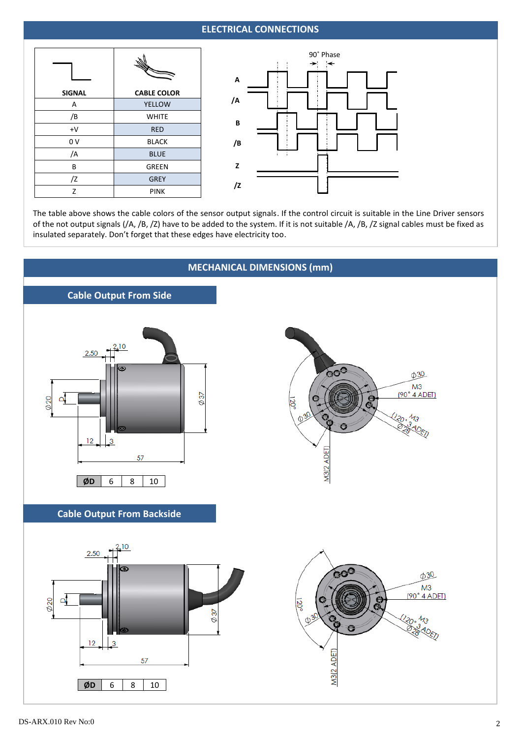## ELECTRICAL CONNECTIONS

| SIGNAL | CABLE COLOR |
|---|---|
| A | YELLOW |
| /B | WHITE |
| +V | RED |
| 0 V | BLACK |
| /A | BLUE |
| B | GREEN |
| /Z | GREY |
| Z | PINK |

The table above shows the cable colors of the sensor output signals. If the control circuit is suitable in the Line Driver sensors of the not output signals (/A, /B, /Z) have to be added to the system. If it is not suitable /A, /B, /Z signal cables must be fixed as insulated separately. Don't forget that these edges have electricity too.

## MECHANICAL DIMENSIONS (mm)

### Cable Output From Side

| ØD | 6 | 8 | 10 |
|---|---|---|---|

### Cable Output From Backside

| ØD | 6 | 8 | 10 |
|---|---|---|---|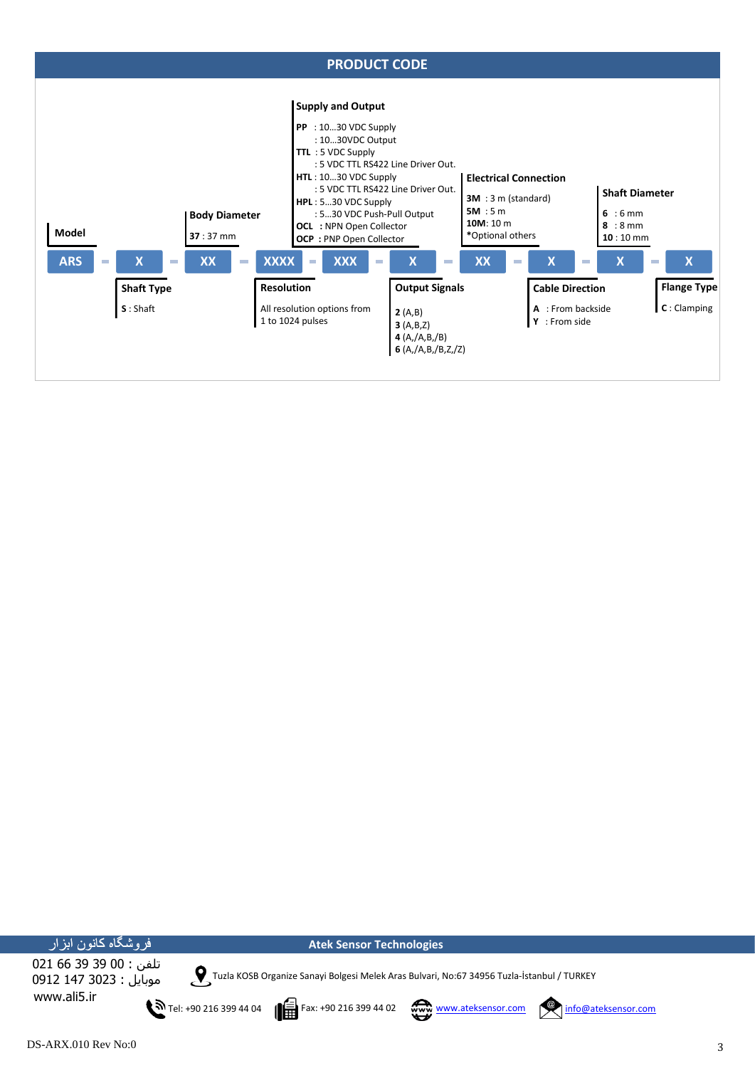## PRODUCT CODE

ARS - X - XX - XXXX - XXX - X - XX - X - X - X

**Model**

ARS

**Shaft Type**

**S** : Shaft

**Body Diameter**

**37** : 37 mm

**Supply and Output**

**PP** : 10…30 VDC Supply
: 10…30VDC Output

**TTL** : 5 VDC Supply
: 5 VDC TTL RS422 Line Driver Out.

**HTL** : 10…30 VDC Supply
: 5 VDC TTL RS422 Line Driver Out.

**HPL** : 5…30 VDC Supply
: 5…30 VDC Push-Pull Output

**OCL** : NPN Open Collector

**OCP** : PNP Open Collector

**Resolution**

All resolution options from 1 to 1024 pulses

**Output Signals**

**2** (A,B)
**3** (A,B,Z)
**4** (A,/A,B,/B)
**6** (A,/A,B,/B,Z,/Z)

**Electrical Connection**

**3M** : 3 m (standard)
**5M** : 5 m
**10M**: 10 m
*Optional others

**Cable Direction**

**A** : From backside
**Y** : From side

**Shaft Diameter**

**6** : 6 mm
**8** : 8 mm
**10** : 10 mm

**Flange Type**

**C** : Clamping

فروشگاه کانون ابزار

تلفن : 00 39 39 66 021
موبایل : 3023 147 0912
www.ali5.ir

**Atek Sensor Technologies**

Tuzla KOSB Organize Sanayi Bolgesi Melek Aras Bulvari, No:67 34956 Tuzla-İstanbul / TURKEY

Tel: +90 216 399 44 04  Fax: +90 216 399 44 02  www.ateksensor.com  info@ateksensor.com

DS-ARX.010 Rev No:0